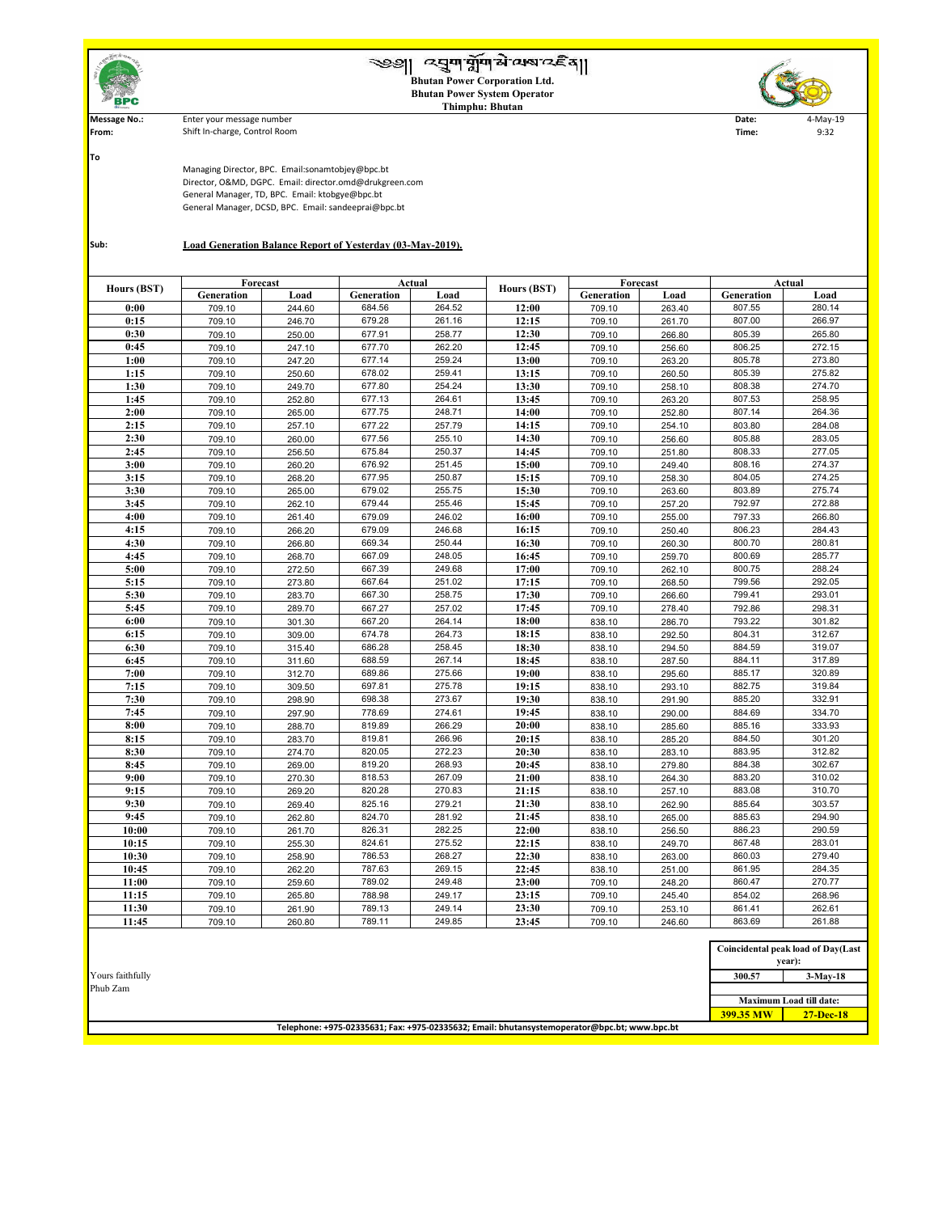# འབྲུག་གློག་མེ་ལས་འཛིན།།

**Bhutan Power Corporation Ltd.**
**Bhutan Power System Operator**
**Thimphu: Bhutan**

**Message No.:** Enter your message number
**From:** Shift In-charge, Control Room

**Date:** 4-May-19
**Time:** 9:32

**To**

Managing Director, BPC. Email:sonamtobjey@bpc.bt
Director, O&MD, DGPC. Email: director.omd@drukgreen.com
General Manager, TD, BPC. Email: ktobgye@bpc.bt
General Manager, DCSD, BPC. Email: sandeeprai@bpc.bt

**Sub:** **Load Generation Balance Report of Yesterday (03-May-2019).**

| Hours (BST) | Forecast | | Actual | | Hours (BST) | Forecast | | Actual | |
|---|---|---|---|---|---|---|---|---|---|
| | Generation | Load | Generation | Load | | Generation | Load | Generation | Load |
| 0:00 | 709.10 | 244.60 | 684.56 | 264.52 | 12:00 | 709.10 | 263.40 | 807.55 | 280.14 |
| 0:15 | 709.10 | 246.70 | 679.28 | 261.16 | 12:15 | 709.10 | 261.70 | 807.00 | 266.97 |
| 0:30 | 709.10 | 250.00 | 677.91 | 258.77 | 12:30 | 709.10 | 266.80 | 805.39 | 265.80 |
| 0:45 | 709.10 | 247.10 | 677.70 | 262.20 | 12:45 | 709.10 | 256.60 | 806.25 | 272.15 |
| 1:00 | 709.10 | 247.20 | 677.14 | 259.24 | 13:00 | 709.10 | 263.20 | 805.78 | 273.80 |
| 1:15 | 709.10 | 250.60 | 678.02 | 259.41 | 13:15 | 709.10 | 260.50 | 805.39 | 275.82 |
| 1:30 | 709.10 | 249.70 | 677.80 | 254.24 | 13:30 | 709.10 | 258.10 | 808.38 | 274.70 |
| 1:45 | 709.10 | 252.80 | 677.13 | 264.61 | 13:45 | 709.10 | 263.20 | 807.53 | 258.95 |
| 2:00 | 709.10 | 265.00 | 677.75 | 248.71 | 14:00 | 709.10 | 252.80 | 807.14 | 264.36 |
| 2:15 | 709.10 | 257.10 | 677.22 | 257.79 | 14:15 | 709.10 | 254.10 | 803.80 | 284.08 |
| 2:30 | 709.10 | 260.00 | 677.56 | 255.10 | 14:30 | 709.10 | 256.60 | 805.88 | 283.05 |
| 2:45 | 709.10 | 256.50 | 675.84 | 250.37 | 14:45 | 709.10 | 251.80 | 808.33 | 277.05 |
| 3:00 | 709.10 | 260.20 | 676.92 | 251.45 | 15:00 | 709.10 | 249.40 | 808.16 | 274.37 |
| 3:15 | 709.10 | 268.20 | 677.95 | 250.87 | 15:15 | 709.10 | 258.30 | 804.05 | 274.25 |
| 3:30 | 709.10 | 265.00 | 679.02 | 255.75 | 15:30 | 709.10 | 263.60 | 803.89 | 275.74 |
| 3:45 | 709.10 | 262.10 | 679.44 | 255.46 | 15:45 | 709.10 | 257.20 | 792.97 | 272.88 |
| 4:00 | 709.10 | 261.40 | 679.09 | 246.02 | 16:00 | 709.10 | 255.00 | 797.33 | 266.80 |
| 4:15 | 709.10 | 266.20 | 679.09 | 246.68 | 16:15 | 709.10 | 250.40 | 806.23 | 284.43 |
| 4:30 | 709.10 | 266.80 | 669.34 | 250.44 | 16:30 | 709.10 | 260.30 | 800.70 | 280.81 |
| 4:45 | 709.10 | 268.70 | 667.09 | 248.05 | 16:45 | 709.10 | 259.70 | 800.69 | 285.77 |
| 5:00 | 709.10 | 272.50 | 667.39 | 249.68 | 17:00 | 709.10 | 262.10 | 800.75 | 288.24 |
| 5:15 | 709.10 | 273.80 | 667.64 | 251.02 | 17:15 | 709.10 | 268.50 | 799.56 | 292.05 |
| 5:30 | 709.10 | 283.70 | 667.30 | 258.75 | 17:30 | 709.10 | 266.60 | 799.41 | 293.01 |
| 5:45 | 709.10 | 289.70 | 667.27 | 257.02 | 17:45 | 709.10 | 278.40 | 792.86 | 298.31 |
| 6:00 | 709.10 | 301.30 | 667.20 | 264.14 | 18:00 | 838.10 | 286.70 | 793.22 | 301.82 |
| 6:15 | 709.10 | 309.00 | 674.78 | 264.73 | 18:15 | 838.10 | 292.50 | 804.31 | 312.67 |
| 6:30 | 709.10 | 315.40 | 686.28 | 258.45 | 18:30 | 838.10 | 294.50 | 884.59 | 319.07 |
| 6:45 | 709.10 | 311.60 | 688.59 | 267.14 | 18:45 | 838.10 | 287.50 | 884.11 | 317.89 |
| 7:00 | 709.10 | 312.70 | 689.86 | 275.66 | 19:00 | 838.10 | 295.60 | 885.17 | 320.89 |
| 7:15 | 709.10 | 309.50 | 697.81 | 275.78 | 19:15 | 838.10 | 293.10 | 882.75 | 319.84 |
| 7:30 | 709.10 | 298.90 | 698.38 | 273.67 | 19:30 | 838.10 | 291.90 | 885.20 | 332.91 |
| 7:45 | 709.10 | 297.90 | 778.69 | 274.61 | 19:45 | 838.10 | 290.00 | 884.69 | 334.70 |
| 8:00 | 709.10 | 288.70 | 819.89 | 266.29 | 20:00 | 838.10 | 285.60 | 885.16 | 333.93 |
| 8:15 | 709.10 | 283.70 | 819.81 | 266.96 | 20:15 | 838.10 | 285.20 | 884.50 | 301.20 |
| 8:30 | 709.10 | 274.70 | 820.05 | 272.23 | 20:30 | 838.10 | 283.10 | 883.95 | 312.82 |
| 8:45 | 709.10 | 269.00 | 819.20 | 268.93 | 20:45 | 838.10 | 279.80 | 884.38 | 302.67 |
| 9:00 | 709.10 | 270.30 | 818.53 | 267.09 | 21:00 | 838.10 | 264.30 | 883.20 | 310.02 |
| 9:15 | 709.10 | 269.20 | 820.28 | 270.83 | 21:15 | 838.10 | 257.10 | 883.08 | 310.70 |
| 9:30 | 709.10 | 269.40 | 825.16 | 279.21 | 21:30 | 838.10 | 262.90 | 885.64 | 303.57 |
| 9:45 | 709.10 | 262.80 | 824.70 | 281.92 | 21:45 | 838.10 | 265.00 | 885.63 | 294.90 |
| 10:00 | 709.10 | 261.70 | 826.31 | 282.25 | 22:00 | 838.10 | 256.50 | 886.23 | 290.59 |
| 10:15 | 709.10 | 255.30 | 824.61 | 275.52 | 22:15 | 838.10 | 249.70 | 867.48 | 283.01 |
| 10:30 | 709.10 | 258.90 | 786.53 | 268.27 | 22:30 | 838.10 | 263.00 | 860.03 | 279.40 |
| 10:45 | 709.10 | 262.20 | 787.63 | 269.15 | 22:45 | 838.10 | 251.00 | 861.95 | 284.35 |
| 11:00 | 709.10 | 259.60 | 789.02 | 249.48 | 23:00 | 709.10 | 248.20 | 860.47 | 270.77 |
| 11:15 | 709.10 | 265.80 | 788.98 | 249.17 | 23:15 | 709.10 | 245.40 | 854.02 | 268.96 |
| 11:30 | 709.10 | 261.90 | 789.13 | 249.14 | 23:30 | 709.10 | 253.10 | 861.41 | 262.61 |
| 11:45 | 709.10 | 260.80 | 789.11 | 249.85 | 23:45 | 709.10 | 246.60 | 863.69 | 261.88 |

| Coincidental peak load of Day(Last year): | |
|---|---|
| 300.57 | 3-May-18 |
| **Maximum Load till date:** | |
| **399.35 MW** | **27-Dec-18** |

Yours faithfully
Phub Zam

**Telephone: +975-02335631; Fax: +975-02335632; Email: bhutansystemoperator@bpc.bt; www.bpc.bt**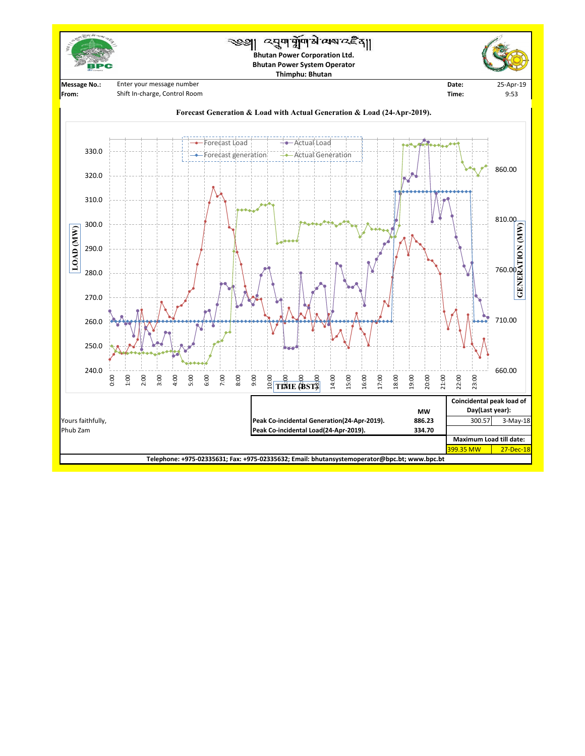འབྲུག་གློག་མེ་ལས་འཛིན།།

**Bhutan Power Corporation Ltd.**
**Bhutan Power System Operator**
**Thimphu: Bhutan**

| | | | |
|---|---|---|---|
| **Message No.:** | Enter your message number | **Date:** | 25-Apr-19 |
| **From:** | Shift In-charge, Control Room | **Time:** | 9:53 |

**Forecast Generation & Load with Actual Generation & Load (24-Apr-2019).**

Legend: Forecast Load, Actual Load, Forecast generation, Actual Generation

LOAD (MW) axis: 240.0, 250.0, 260.0, 270.0, 280.0, 290.0, 300.0, 310.0, 320.0, 330.0

GENERATION (MW) axis: 660.00, 710.00, 760.00, 810.00, 860.00

TIME (BST): 0:00, 1:00, 2:00, 3:00, 4:00, 5:00, 6:00, 7:00, 8:00, 9:00, 10:00, 11:00, 12:00, 13:00, 14:00, 15:00, 16:00, 17:00, 18:00, 19:00, 20:00, 21:00, 22:00, 23:00

| | MW |
|---|---|
| Peak Co-incidental Generation(24-Apr-2019). | 886.23 |
| Peak Co-incidental Load(24-Apr-2019). | 334.70 |

| Coincidental peak load of Day(Last year): | |
|---|---|
| 300.57 | 3-May-18 |
| **Maximum Load till date:** | |
| 399.35 MW | 27-Dec-18 |

Yours faithfully,
Phub Zam

**Telephone: +975-02335631; Fax: +975-02335632; Email: bhutansystemoperator@bpc.bt; www.bpc.bt**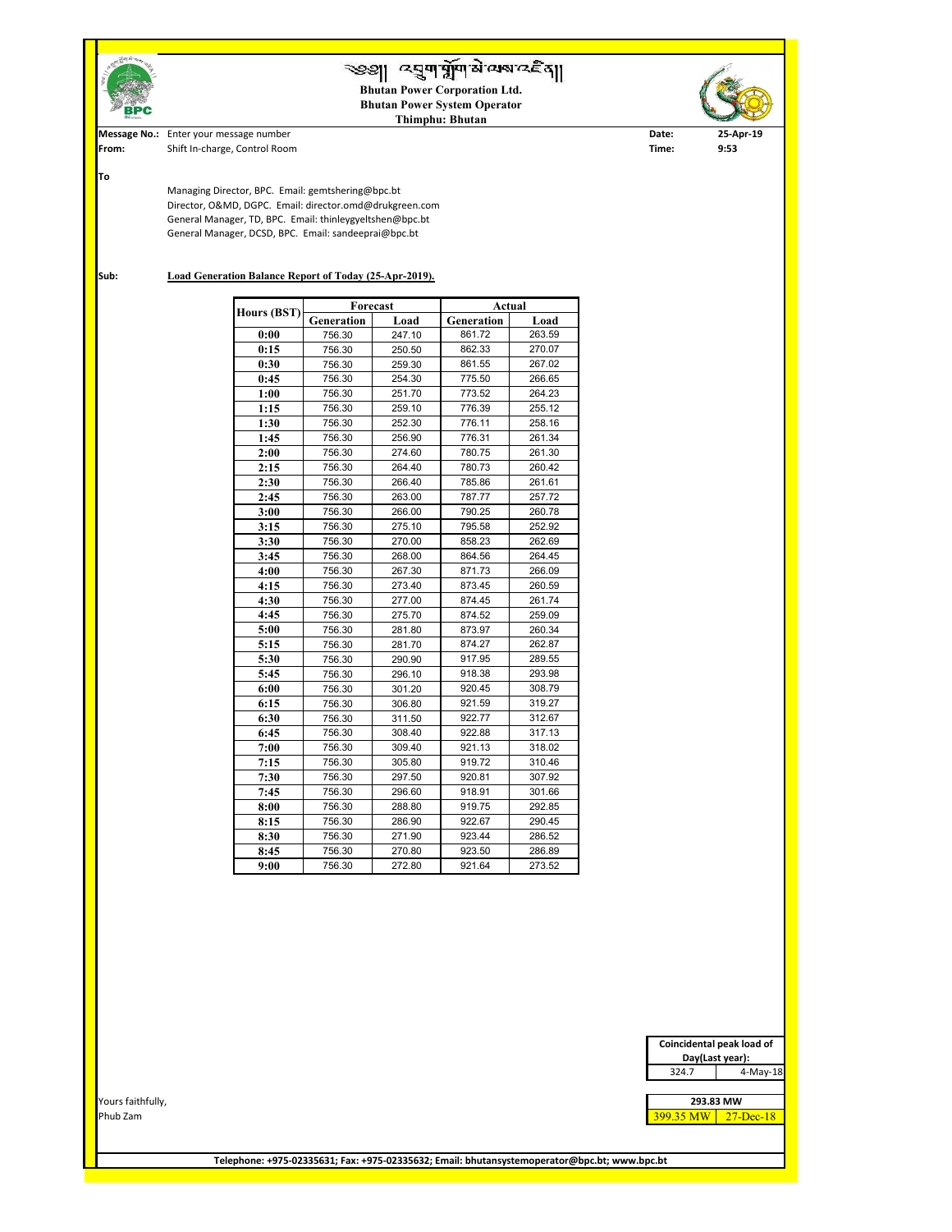# འབྲུག་གློག་མེ་ལས་འཛིན།།

**Bhutan Power Corporation Ltd.**
**Bhutan Power System Operator**
**Thimphu: Bhutan**

**Message No.:** Enter your message number
**From:** Shift In-charge, Control Room

**Date:** 25-Apr-19
**Time:** 9:53

**To**

Managing Director, BPC. Email: gemtshering@bpc.bt
Director, O&MD, DGPC. Email: director.omd@drukgreen.com
General Manager, TD, BPC. Email: thinleygyeltshen@bpc.bt
General Manager, DCSD, BPC. Email: sandeeprai@bpc.bt

**Sub:** **Load Generation Balance Report of Today (25-Apr-2019).**

| Hours (BST) | Forecast | | Actual | |
|---|---|---|---|---|
| | Generation | Load | Generation | Load |
| 0:00 | 756.30 | 247.10 | 861.72 | 263.59 |
| 0:15 | 756.30 | 250.50 | 862.33 | 270.07 |
| 0:30 | 756.30 | 259.30 | 861.55 | 267.02 |
| 0:45 | 756.30 | 254.30 | 775.50 | 266.65 |
| 1:00 | 756.30 | 251.70 | 773.52 | 264.23 |
| 1:15 | 756.30 | 259.10 | 776.39 | 255.12 |
| 1:30 | 756.30 | 252.30 | 776.11 | 258.16 |
| 1:45 | 756.30 | 256.90 | 776.31 | 261.34 |
| 2:00 | 756.30 | 274.60 | 780.75 | 261.30 |
| 2:15 | 756.30 | 264.40 | 780.73 | 260.42 |
| 2:30 | 756.30 | 266.40 | 785.86 | 261.61 |
| 2:45 | 756.30 | 263.00 | 787.77 | 257.72 |
| 3:00 | 756.30 | 266.00 | 790.25 | 260.78 |
| 3:15 | 756.30 | 275.10 | 795.58 | 252.92 |
| 3:30 | 756.30 | 270.00 | 858.23 | 262.69 |
| 3:45 | 756.30 | 268.00 | 864.56 | 264.45 |
| 4:00 | 756.30 | 267.30 | 871.73 | 266.09 |
| 4:15 | 756.30 | 273.40 | 873.45 | 260.59 |
| 4:30 | 756.30 | 277.00 | 874.45 | 261.74 |
| 4:45 | 756.30 | 275.70 | 874.52 | 259.09 |
| 5:00 | 756.30 | 281.80 | 873.97 | 260.34 |
| 5:15 | 756.30 | 281.70 | 874.27 | 262.87 |
| 5:30 | 756.30 | 290.90 | 917.95 | 289.55 |
| 5:45 | 756.30 | 296.10 | 918.38 | 293.98 |
| 6:00 | 756.30 | 301.20 | 920.45 | 308.79 |
| 6:15 | 756.30 | 306.80 | 921.59 | 319.27 |
| 6:30 | 756.30 | 311.50 | 922.77 | 312.67 |
| 6:45 | 756.30 | 308.40 | 922.88 | 317.13 |
| 7:00 | 756.30 | 309.40 | 921.13 | 318.02 |
| 7:15 | 756.30 | 305.80 | 919.72 | 310.46 |
| 7:30 | 756.30 | 297.50 | 920.81 | 307.92 |
| 7:45 | 756.30 | 296.60 | 918.91 | 301.66 |
| 8:00 | 756.30 | 288.80 | 919.75 | 292.85 |
| 8:15 | 756.30 | 286.90 | 922.67 | 290.45 |
| 8:30 | 756.30 | 271.90 | 923.44 | 286.52 |
| 8:45 | 756.30 | 270.80 | 923.50 | 286.89 |
| 9:00 | 756.30 | 272.80 | 921.64 | 273.52 |

| Coincidental peak load of Day(Last year): | |
|---|---|
| 324.7 | 4-May-18 |

| 293.83 MW | |
|---|---|
| 399.35 MW | 27-Dec-18 |

Yours faithfully,
Phub Zam

**Telephone: +975-02335631; Fax: +975-02335632; Email: bhutansystemoperator@bpc.bt; www.bpc.bt**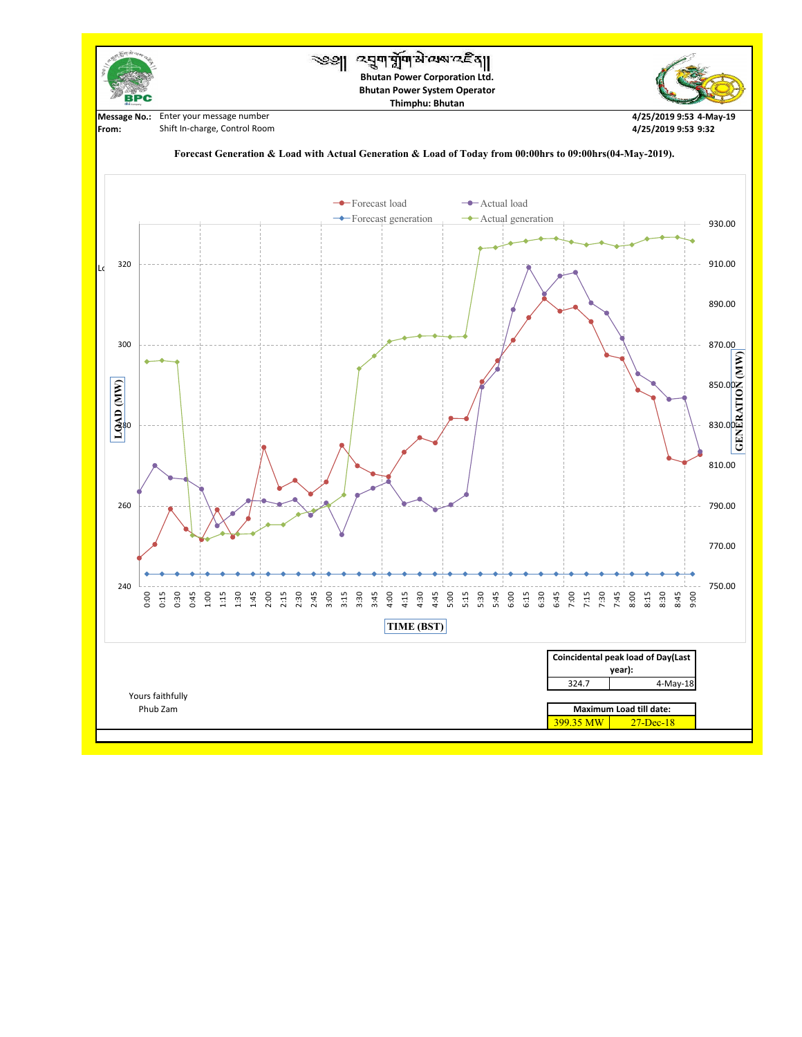༄༅། །འབྲུག་གློག་མེ་ལས་འཛིན།།

**Bhutan Power Corporation Ltd.**
**Bhutan Power System Operator**
**Thimphu: Bhutan**

**Message No.:** Enter your message number
**From:** Shift In-charge, Control Room

4/25/2019 9:53 4-May-19
4/25/2019 9:53 9:32

**Forecast Generation & Load with Actual Generation & Load of Today from 00:00hrs to 09:00hrs(04-May-2019).**

| Coincidental peak load of Day(Last year): | |
|---|---|
| 324.7 | 4-May-18 |

Yours faithfully
Phub Zam

| Maximum Load till date: | |
|---|---|
| 399.35 MW | 27-Dec-18 |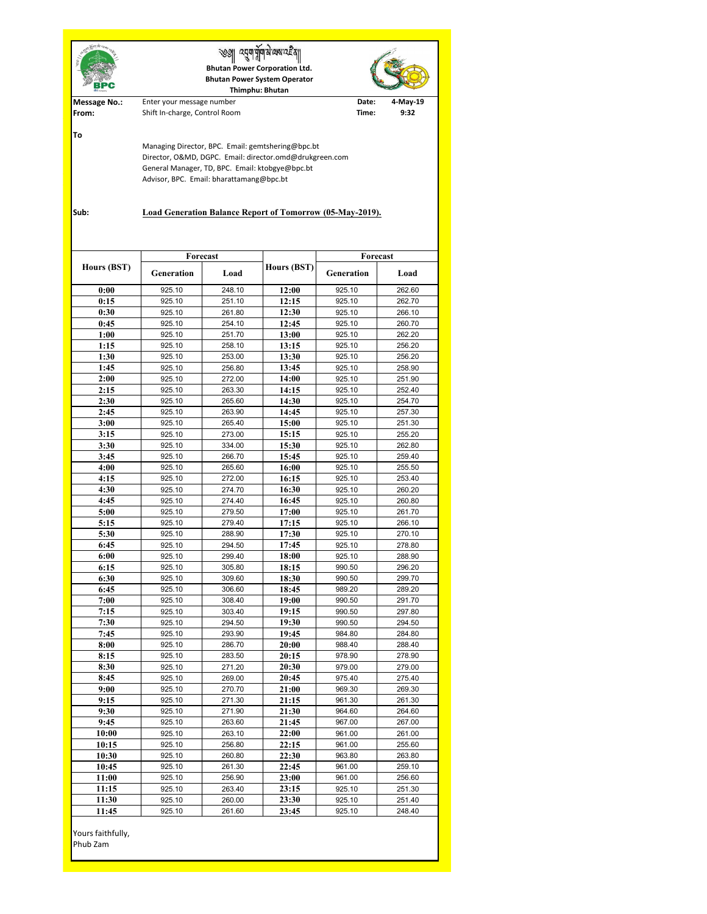༄༅། འབྲུག་གློག་མེ་ལས་འཛིན།

**Bhutan Power Corporation Ltd.**
**Bhutan Power System Operator**
**Thimphu: Bhutan**

**Message No.:** Enter your message number  **Date:** 4-May-19
**From:** Shift In-charge, Control Room  **Time:** 9:32

**To**

Managing Director, BPC. Email: gemtshering@bpc.bt
Director, O&MD, DGPC. Email: director.omd@drukgreen.com
General Manager, TD, BPC. Email: ktobgye@bpc.bt
Advisor, BPC. Email: bharattamang@bpc.bt

**Sub:** **Load Generation Balance Report of Tomorrow (05-May-2019).**

| Hours (BST) | Forecast | | Hours (BST) | Forecast | |
|---|---|---|---|---|---|
| | Generation | Load | | Generation | Load |
| 0:00 | 925.10 | 248.10 | 12:00 | 925.10 | 262.60 |
| 0:15 | 925.10 | 251.10 | 12:15 | 925.10 | 262.70 |
| 0:30 | 925.10 | 261.80 | 12:30 | 925.10 | 266.10 |
| 0:45 | 925.10 | 254.10 | 12:45 | 925.10 | 260.70 |
| 1:00 | 925.10 | 251.70 | 13:00 | 925.10 | 262.20 |
| 1:15 | 925.10 | 258.10 | 13:15 | 925.10 | 256.20 |
| 1:30 | 925.10 | 253.00 | 13:30 | 925.10 | 256.20 |
| 1:45 | 925.10 | 256.80 | 13:45 | 925.10 | 258.90 |
| 2:00 | 925.10 | 272.00 | 14:00 | 925.10 | 251.90 |
| 2:15 | 925.10 | 263.30 | 14:15 | 925.10 | 252.40 |
| 2:30 | 925.10 | 265.60 | 14:30 | 925.10 | 254.70 |
| 2:45 | 925.10 | 263.90 | 14:45 | 925.10 | 257.30 |
| 3:00 | 925.10 | 265.40 | 15:00 | 925.10 | 251.30 |
| 3:15 | 925.10 | 273.00 | 15:15 | 925.10 | 255.20 |
| 3:30 | 925.10 | 334.00 | 15:30 | 925.10 | 262.80 |
| 3:45 | 925.10 | 266.70 | 15:45 | 925.10 | 259.40 |
| 4:00 | 925.10 | 265.60 | 16:00 | 925.10 | 255.50 |
| 4:15 | 925.10 | 272.00 | 16:15 | 925.10 | 253.40 |
| 4:30 | 925.10 | 274.70 | 16:30 | 925.10 | 260.20 |
| 4:45 | 925.10 | 274.40 | 16:45 | 925.10 | 260.80 |
| 5:00 | 925.10 | 279.50 | 17:00 | 925.10 | 261.70 |
| 5:15 | 925.10 | 279.40 | 17:15 | 925.10 | 266.10 |
| 5:30 | 925.10 | 288.90 | 17:30 | 925.10 | 270.10 |
| 6:45 | 925.10 | 294.50 | 17:45 | 925.10 | 278.80 |
| 6:00 | 925.10 | 299.40 | 18:00 | 925.10 | 288.90 |
| 6:15 | 925.10 | 305.80 | 18:15 | 990.50 | 296.20 |
| 6:30 | 925.10 | 309.60 | 18:30 | 990.50 | 299.70 |
| 6:45 | 925.10 | 306.60 | 18:45 | 989.20 | 289.20 |
| 7:00 | 925.10 | 308.40 | 19:00 | 990.50 | 291.70 |
| 7:15 | 925.10 | 303.40 | 19:15 | 990.50 | 297.80 |
| 7:30 | 925.10 | 294.50 | 19:30 | 990.50 | 294.50 |
| 7:45 | 925.10 | 293.90 | 19:45 | 984.80 | 284.80 |
| 8:00 | 925.10 | 286.70 | 20:00 | 988.40 | 288.40 |
| 8:15 | 925.10 | 283.50 | 20:15 | 978.90 | 278.90 |
| 8:30 | 925.10 | 271.20 | 20:30 | 979.00 | 279.00 |
| 8:45 | 925.10 | 269.00 | 20:45 | 975.40 | 275.40 |
| 9:00 | 925.10 | 270.70 | 21:00 | 969.30 | 269.30 |
| 9:15 | 925.10 | 271.30 | 21:15 | 961.30 | 261.30 |
| 9:30 | 925.10 | 271.90 | 21:30 | 964.60 | 264.60 |
| 9:45 | 925.10 | 263.60 | 21:45 | 967.00 | 267.00 |
| 10:00 | 925.10 | 263.10 | 22:00 | 961.00 | 261.00 |
| 10:15 | 925.10 | 256.80 | 22:15 | 961.00 | 255.60 |
| 10:30 | 925.10 | 260.80 | 22:30 | 963.80 | 263.80 |
| 10:45 | 925.10 | 261.30 | 22:45 | 961.00 | 259.10 |
| 11:00 | 925.10 | 256.90 | 23:00 | 961.00 | 256.60 |
| 11:15 | 925.10 | 263.40 | 23:15 | 925.10 | 251.30 |
| 11:30 | 925.10 | 260.00 | 23:30 | 925.10 | 251.40 |
| 11:45 | 925.10 | 261.60 | 23:45 | 925.10 | 248.40 |

Yours faithfully,
Phub Zam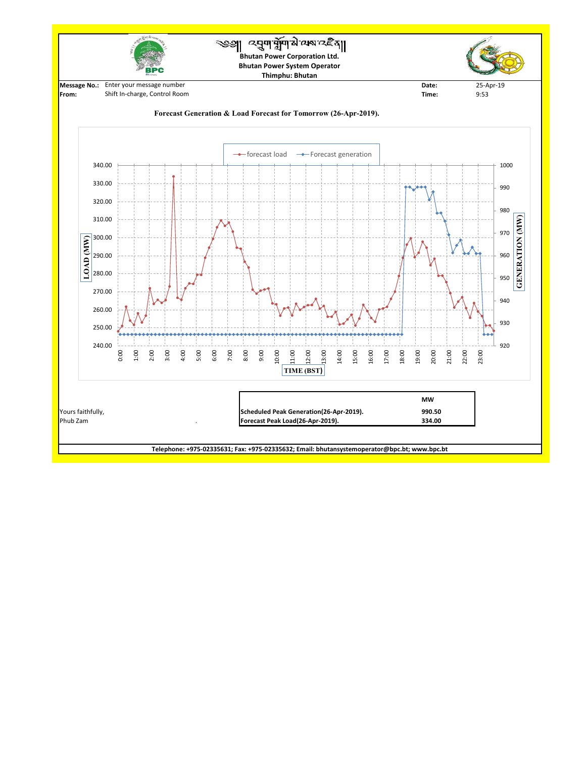# Bhutan Power Corporation Ltd.

**Bhutan Power System Operator**

**Thimphu: Bhutan**

**Message No.:** Enter your message number
**From:** Shift In-charge, Control Room

**Date:** 25-Apr-19
**Time:** 9:53

**Forecast Generation & Load Forecast for Tomorrow (26-Apr-2019).**

| | MW |
|---|---|
| **Scheduled Peak Generation(26-Apr-2019).** | **990.50** |
| **Forecast Peak Load(26-Apr-2019).** | **334.00** |

Yours faithfully,
Phub Zam

**Telephone: +975-02335631; Fax: +975-02335632; Email: bhutansystemoperator@bpc.bt; www.bpc.bt**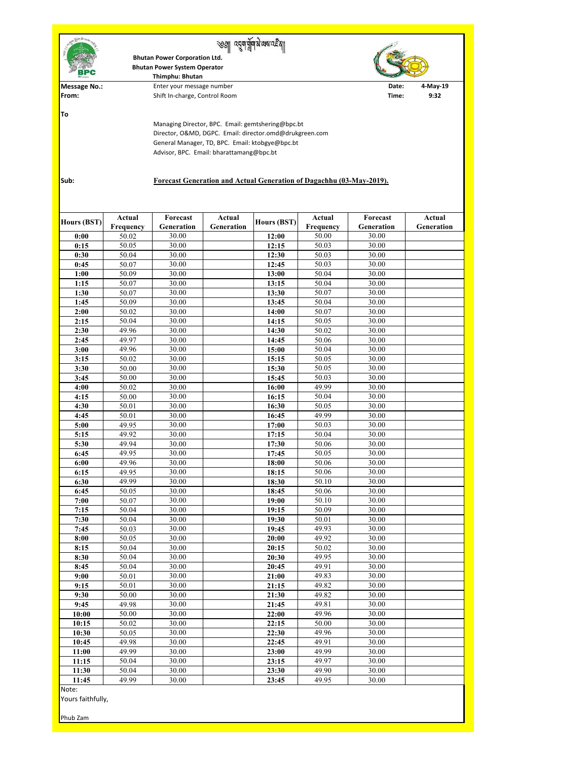༄༅། །འབྲུག་གློག་མེ་ལས་འཛིན།

**Bhutan Power Corporation Ltd.**
**Bhutan Power System Operator**
**Thimphu: Bhutan**

**Message No.:** Enter your message number **Date:** 4-May-19
**From:** Shift In-charge, Control Room **Time:** 9:32

**To**

Managing Director, BPC. Email: gemtshering@bpc.bt
Director, O&MD, DGPC. Email: director.omd@drukgreen.com
General Manager, TD, BPC. Email: ktobgye@bpc.bt
Advisor, BPC. Email: bharattamang@bpc.bt

**Sub:** **Forecast Generation and Actual Generation of Dagachhu (03-May-2019).**

| Hours (BST) | Actual Frequency | Forecast Generation | Actual Generation | Hours (BST) | Actual Frequency | Forecast Generation | Actual Generation |
|---|---|---|---|---|---|---|---|
| 0:00 | 50.02 | 30.00 | | 12:00 | 50.00 | 30.00 | |
| 0:15 | 50.05 | 30.00 | | 12:15 | 50.03 | 30.00 | |
| 0:30 | 50.04 | 30.00 | | 12:30 | 50.03 | 30.00 | |
| 0:45 | 50.07 | 30.00 | | 12:45 | 50.03 | 30.00 | |
| 1:00 | 50.09 | 30.00 | | 13:00 | 50.04 | 30.00 | |
| 1:15 | 50.07 | 30.00 | | 13:15 | 50.04 | 30.00 | |
| 1:30 | 50.07 | 30.00 | | 13:30 | 50.07 | 30.00 | |
| 1:45 | 50.09 | 30.00 | | 13:45 | 50.04 | 30.00 | |
| 2:00 | 50.02 | 30.00 | | 14:00 | 50.07 | 30.00 | |
| 2:15 | 50.04 | 30.00 | | 14:15 | 50.05 | 30.00 | |
| 2:30 | 49.96 | 30.00 | | 14:30 | 50.02 | 30.00 | |
| 2:45 | 49.97 | 30.00 | | 14:45 | 50.06 | 30.00 | |
| 3:00 | 49.96 | 30.00 | | 15:00 | 50.04 | 30.00 | |
| 3:15 | 50.02 | 30.00 | | 15:15 | 50.05 | 30.00 | |
| 3:30 | 50.00 | 30.00 | | 15:30 | 50.05 | 30.00 | |
| 3:45 | 50.00 | 30.00 | | 15:45 | 50.03 | 30.00 | |
| 4:00 | 50.02 | 30.00 | | 16:00 | 49.99 | 30.00 | |
| 4:15 | 50.00 | 30.00 | | 16:15 | 50.04 | 30.00 | |
| 4:30 | 50.01 | 30.00 | | 16:30 | 50.05 | 30.00 | |
| 4:45 | 50.01 | 30.00 | | 16:45 | 49.99 | 30.00 | |
| 5:00 | 49.95 | 30.00 | | 17:00 | 50.03 | 30.00 | |
| 5:15 | 49.92 | 30.00 | | 17:15 | 50.04 | 30.00 | |
| 5:30 | 49.94 | 30.00 | | 17:30 | 50.06 | 30.00 | |
| 6:45 | 49.95 | 30.00 | | 17:45 | 50.05 | 30.00 | |
| 6:00 | 49.96 | 30.00 | | 18:00 | 50.06 | 30.00 | |
| 6:15 | 49.95 | 30.00 | | 18:15 | 50.06 | 30.00 | |
| 6:30 | 49.99 | 30.00 | | 18:30 | 50.10 | 30.00 | |
| 6:45 | 50.05 | 30.00 | | 18:45 | 50.06 | 30.00 | |
| 7:00 | 50.07 | 30.00 | | 19:00 | 50.10 | 30.00 | |
| 7:15 | 50.04 | 30.00 | | 19:15 | 50.09 | 30.00 | |
| 7:30 | 50.04 | 30.00 | | 19:30 | 50.01 | 30.00 | |
| 7:45 | 50.03 | 30.00 | | 19:45 | 49.93 | 30.00 | |
| 8:00 | 50.05 | 30.00 | | 20:00 | 49.92 | 30.00 | |
| 8:15 | 50.04 | 30.00 | | 20:15 | 50.02 | 30.00 | |
| 8:30 | 50.04 | 30.00 | | 20:30 | 49.95 | 30.00 | |
| 8:45 | 50.04 | 30.00 | | 20:45 | 49.91 | 30.00 | |
| 9:00 | 50.01 | 30.00 | | 21:00 | 49.83 | 30.00 | |
| 9:15 | 50.01 | 30.00 | | 21:15 | 49.82 | 30.00 | |
| 9:30 | 50.00 | 30.00 | | 21:30 | 49.82 | 30.00 | |
| 9:45 | 49.98 | 30.00 | | 21:45 | 49.81 | 30.00 | |
| 10:00 | 50.00 | 30.00 | | 22:00 | 49.96 | 30.00 | |
| 10:15 | 50.02 | 30.00 | | 22:15 | 50.00 | 30.00 | |
| 10:30 | 50.05 | 30.00 | | 22:30 | 49.96 | 30.00 | |
| 10:45 | 49.98 | 30.00 | | 22:45 | 49.91 | 30.00 | |
| 11:00 | 49.99 | 30.00 | | 23:00 | 49.99 | 30.00 | |
| 11:15 | 50.04 | 30.00 | | 23:15 | 49.97 | 30.00 | |
| 11:30 | 50.04 | 30.00 | | 23:30 | 49.90 | 30.00 | |
| 11:45 | 49.99 | 30.00 | | 23:45 | 49.95 | 30.00 | |

Note:

Yours faithfully,

Phub Zam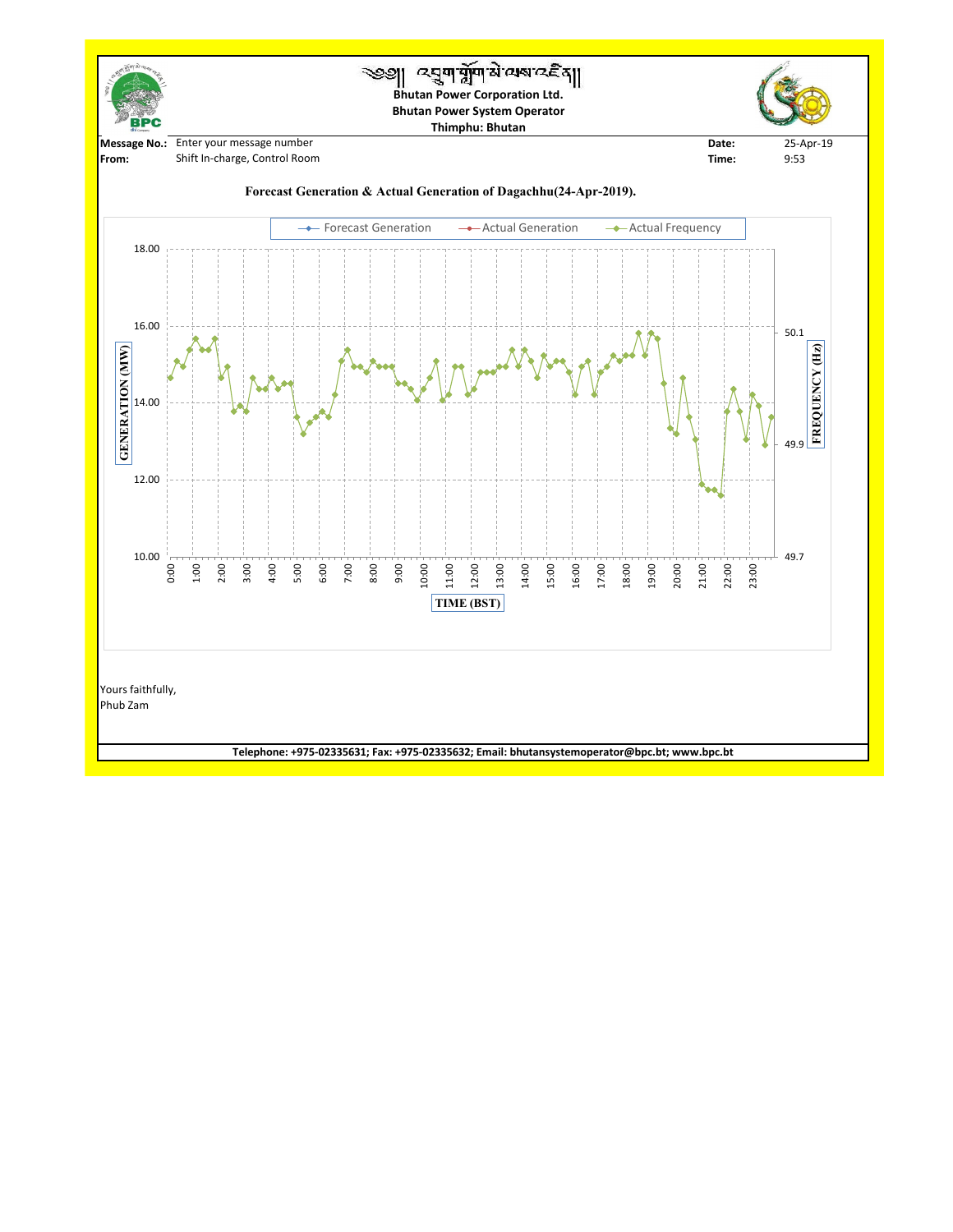༄༅། འབྲུག་གློག་མེ་ལས་འཛིན།

**Bhutan Power Corporation Ltd.**

**Bhutan Power System Operator**

**Thimphu: Bhutan**

**Message No.:** Enter your message number

**From:** Shift In-charge, Control Room

**Date:** 25-Apr-19

**Time:** 9:53

**Forecast Generation & Actual Generation of Dagachhu(24-Apr-2019).**

Forecast Generation
Actual Generation
Actual Frequency

GENERATION (MW)
18.00
16.00
14.00
12.00
10.00

FREQUENCY (Hz)
50.1
49.9
49.7

0:00 1:00 2:00 3:00 4:00 5:00 6:00 7:00 8:00 9:00 10:00 11:00 12:00 13:00 14:00 15:00 16:00 17:00 18:00 19:00 20:00 21:00 22:00 23:00

TIME (BST)

Yours faithfully,
Phub Zam

**Telephone: +975-02335631; Fax: +975-02335632; Email: bhutansystemoperator@bpc.bt; www.bpc.bt**